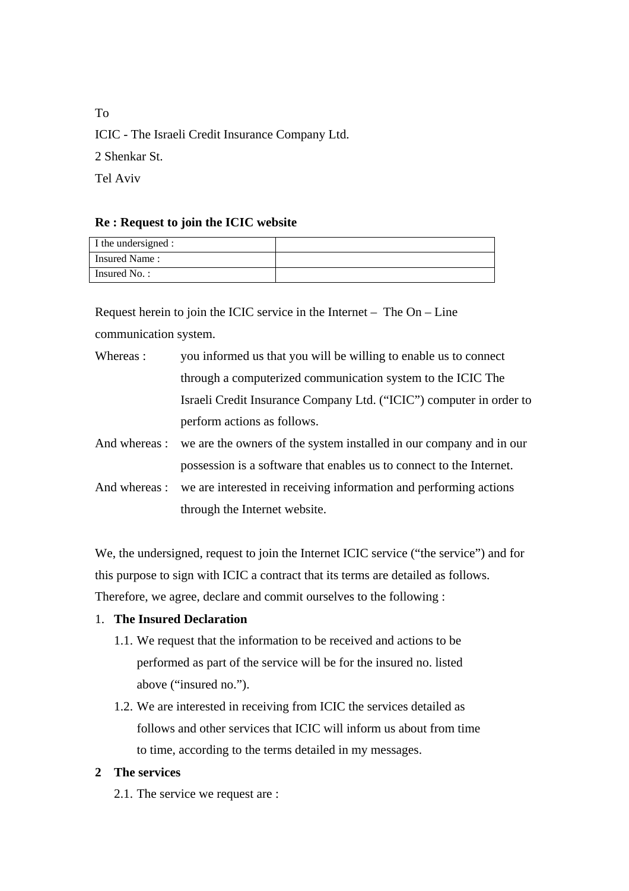To

ICIC - The Israeli Credit Insurance Company Ltd.

2 Shenkar St.

Tel Aviv

**Re : Request to join the ICIC website**

| I the undersigned : | |
|---|---|
| Insured Name : | |
| Insured No. : | |

Request herein to join the ICIC service in the Internet – The On – Line communication system.

Whereas : you informed us that you will be willing to enable us to connect through a computerized communication system to the ICIC The Israeli Credit Insurance Company Ltd. (“ICIC”) computer in order to perform actions as follows.

And whereas : we are the owners of the system installed in our company and in our possession is a software that enables us to connect to the Internet.

And whereas : we are interested in receiving information and performing actions through the Internet website.

We, the undersigned, request to join the Internet ICIC service (“the service”) and for this purpose to sign with ICIC a contract that its terms are detailed as follows. Therefore, we agree, declare and commit ourselves to the following :

1. **The Insured Declaration**
   - 1.1. We request that the information to be received and actions to be performed as part of the service will be for the insured no. listed above (“insured no.”).
   - 1.2. We are interested in receiving from ICIC the services detailed as follows and other services that ICIC will inform us about from time to time, according to the terms detailed in my messages.

2 **The services**
   - 2.1. The service we request are :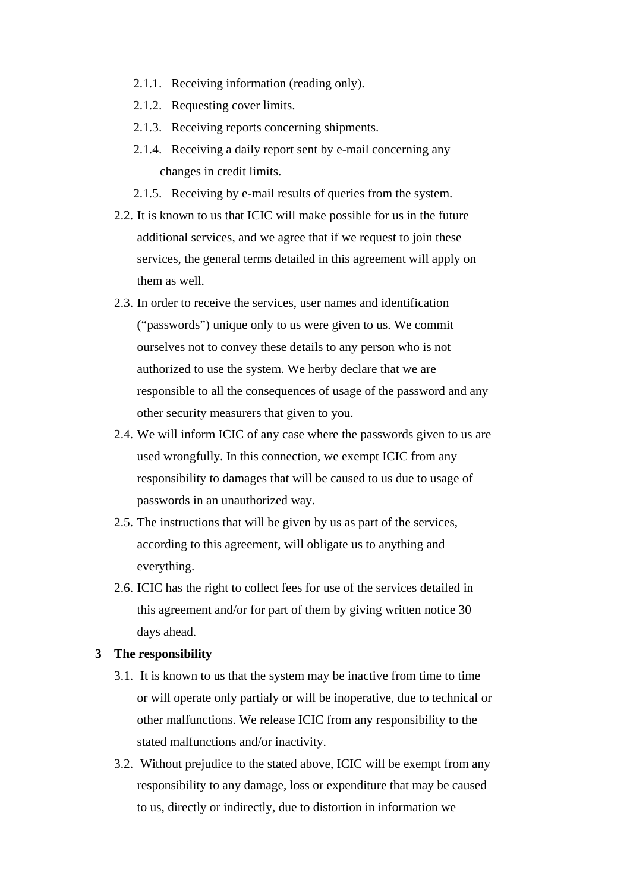2.1.1. Receiving information (reading only).

2.1.2. Requesting cover limits.

2.1.3. Receiving reports concerning shipments.

2.1.4. Receiving a daily report sent by e-mail concerning any changes in credit limits.

2.1.5. Receiving by e-mail results of queries from the system.

2.2. It is known to us that ICIC will make possible for us in the future additional services, and we agree that if we request to join these services, the general terms detailed in this agreement will apply on them as well.

2.3. In order to receive the services, user names and identification ("passwords") unique only to us were given to us. We commit ourselves not to convey these details to any person who is not authorized to use the system. We herby declare that we are responsible to all the consequences of usage of the password and any other security measurers that given to you.

2.4. We will inform ICIC of any case where the passwords given to us are used wrongfully. In this connection, we exempt ICIC from any responsibility to damages that will be caused to us due to usage of passwords in an unauthorized way.

2.5. The instructions that will be given by us as part of the services, according to this agreement, will obligate us to anything and everything.

2.6. ICIC has the right to collect fees for use of the services detailed in this agreement and/or for part of them by giving written notice 30 days ahead.

**3 The responsibility**

3.1. It is known to us that the system may be inactive from time to time or will operate only partialy or will be inoperative, due to technical or other malfunctions. We release ICIC from any responsibility to the stated malfunctions and/or inactivity.

3.2. Without prejudice to the stated above, ICIC will be exempt from any responsibility to any damage, loss or expenditure that may be caused to us, directly or indirectly, due to distortion in information we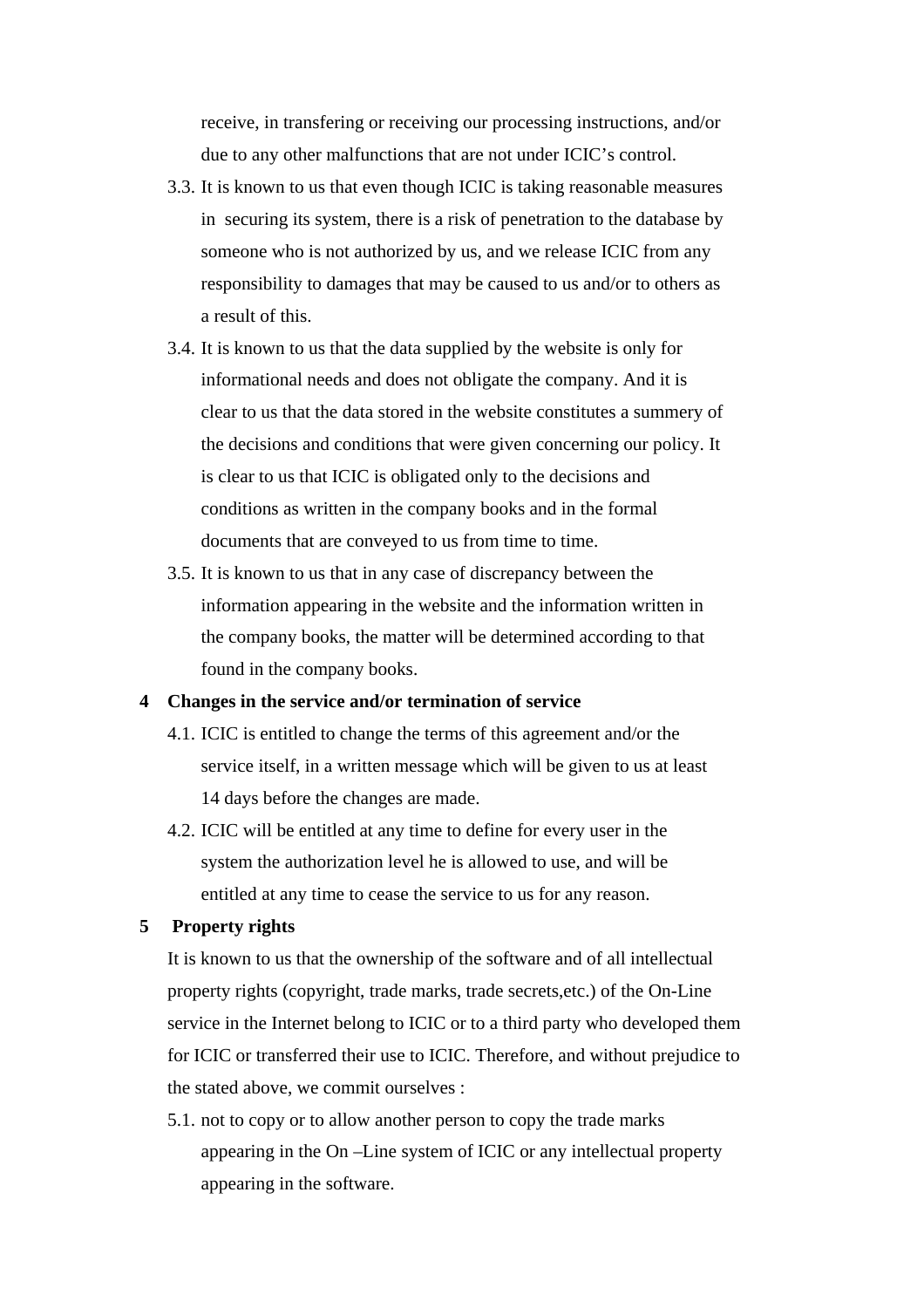receive, in transfering or receiving our processing instructions, and/or due to any other malfunctions that are not under ICIC's control.

3.3. It is known to us that even though ICIC is taking reasonable measures in securing its system, there is a risk of penetration to the database by someone who is not authorized by us, and we release ICIC from any responsibility to damages that may be caused to us and/or to others as a result of this.

3.4. It is known to us that the data supplied by the website is only for informational needs and does not obligate the company. And it is clear to us that the data stored in the website constitutes a summery of the decisions and conditions that were given concerning our policy. It is clear to us that ICIC is obligated only to the decisions and conditions as written in the company books and in the formal documents that are conveyed to us from time to time.

3.5. It is known to us that in any case of discrepancy between the information appearing in the website and the information written in the company books, the matter will be determined according to that found in the company books.

**4 Changes in the service and/or termination of service**

4.1. ICIC is entitled to change the terms of this agreement and/or the service itself, in a written message which will be given to us at least 14 days before the changes are made.

4.2. ICIC will be entitled at any time to define for every user in the system the authorization level he is allowed to use, and will be entitled at any time to cease the service to us for any reason.

**5 Property rights**

It is known to us that the ownership of the software and of all intellectual property rights (copyright, trade marks, trade secrets,etc.) of the On-Line service in the Internet belong to ICIC or to a third party who developed them for ICIC or transferred their use to ICIC. Therefore, and without prejudice to the stated above, we commit ourselves :

5.1. not to copy or to allow another person to copy the trade marks appearing in the On –Line system of ICIC or any intellectual property appearing in the software.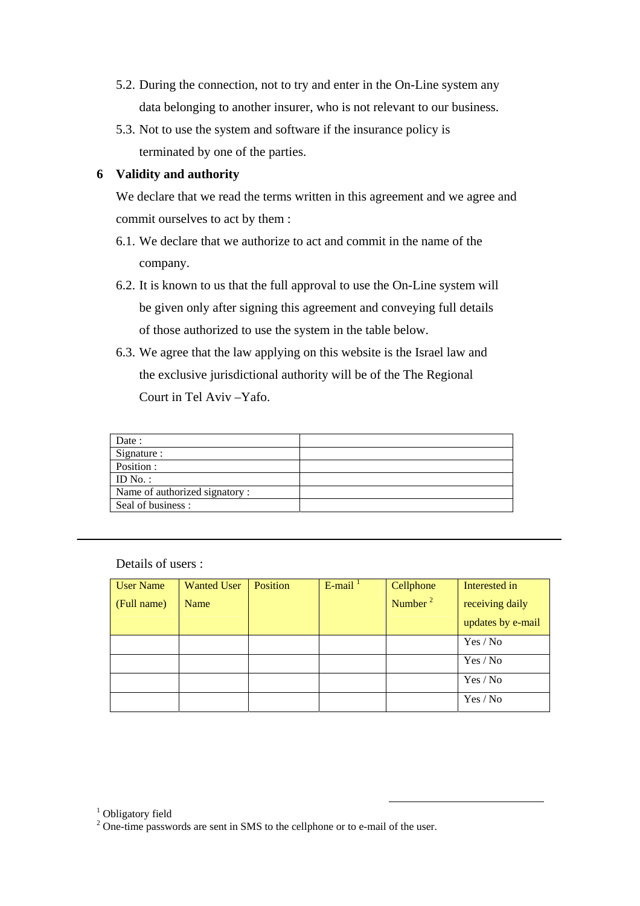5.2. During the connection, not to try and enter in the On-Line system any data belonging to another insurer, who is not relevant to our business.

5.3. Not to use the system and software if the insurance policy is terminated by one of the parties.

## 6 Validity and authority

We declare that we read the terms written in this agreement and we agree and commit ourselves to act by them :

6.1. We declare that we authorize to act and commit in the name of the company.

6.2. It is known to us that the full approval to use the On-Line system will be given only after signing this agreement and conveying full details of those authorized to use the system in the table below.

6.3. We agree that the law applying on this website is the Israel law and the exclusive jurisdictional authority will be of the The Regional Court in Tel Aviv –Yafo.

| | |
|---|---|
| Date : | |
| Signature : | |
| Position : | |
| ID No. : | |
| Name of authorized signatory : | |
| Seal of business : | |

---

Details of users :

| User Name (Full name) | Wanted User Name | Position | E-mail [1] | Cellphone Number [2] | Interested in receiving daily updates by e-mail |
|---|---|---|---|---|---|
| | | | | | Yes / No |
| | | | | | Yes / No |
| | | | | | Yes / No |
| | | | | | Yes / No |

[1] Obligatory field

[2] One-time passwords are sent in SMS to the cellphone or to e-mail of the user.